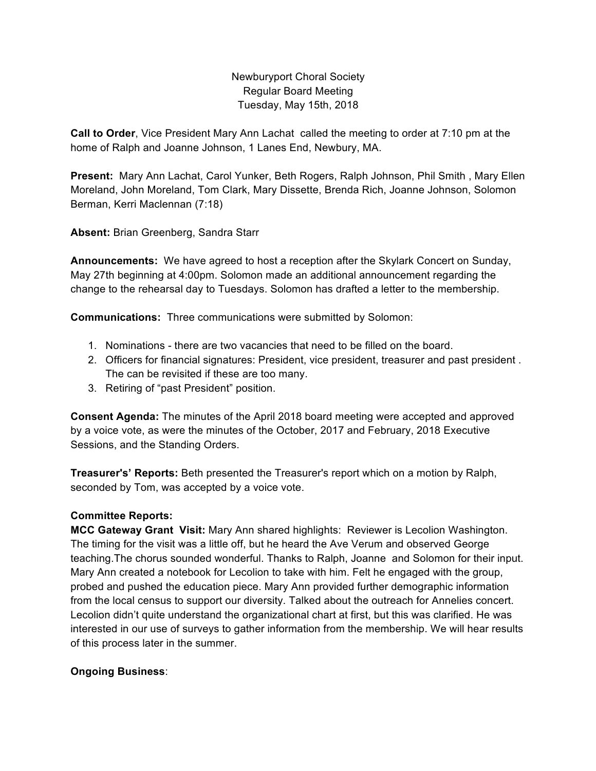Newburyport Choral Society
Regular Board Meeting
Tuesday, May 15th, 2018

**Call to Order**, Vice President Mary Ann Lachat called the meeting to order at 7:10 pm at the home of Ralph and Joanne Johnson, 1 Lanes End, Newbury, MA.

**Present:** Mary Ann Lachat, Carol Yunker, Beth Rogers, Ralph Johnson, Phil Smith , Mary Ellen Moreland, John Moreland, Tom Clark, Mary Dissette, Brenda Rich, Joanne Johnson, Solomon Berman, Kerri Maclennan (7:18)

**Absent:** Brian Greenberg, Sandra Starr

**Announcements:** We have agreed to host a reception after the Skylark Concert on Sunday, May 27th beginning at 4:00pm. Solomon made an additional announcement regarding the change to the rehearsal day to Tuesdays. Solomon has drafted a letter to the membership.

**Communications:** Three communications were submitted by Solomon:

1. Nominations - there are two vacancies that need to be filled on the board.
2. Officers for financial signatures: President, vice president, treasurer and past president . The can be revisited if these are too many.
3. Retiring of "past President" position.

**Consent Agenda:** The minutes of the April 2018 board meeting were accepted and approved by a voice vote, as were the minutes of the October, 2017 and February, 2018 Executive Sessions, and the Standing Orders.

**Treasurer's' Reports:** Beth presented the Treasurer's report which on a motion by Ralph, seconded by Tom, was accepted by a voice vote.

**Committee Reports:**
**MCC Gateway Grant Visit:** Mary Ann shared highlights: Reviewer is Lecolion Washington. The timing for the visit was a little off, but he heard the Ave Verum and observed George teaching.The chorus sounded wonderful. Thanks to Ralph, Joanne and Solomon for their input. Mary Ann created a notebook for Lecolion to take with him. Felt he engaged with the group, probed and pushed the education piece. Mary Ann provided further demographic information from the local census to support our diversity. Talked about the outreach for Annelies concert. Lecolion didn't quite understand the organizational chart at first, but this was clarified. He was interested in our use of surveys to gather information from the membership. We will hear results of this process later in the summer.

**Ongoing Business**: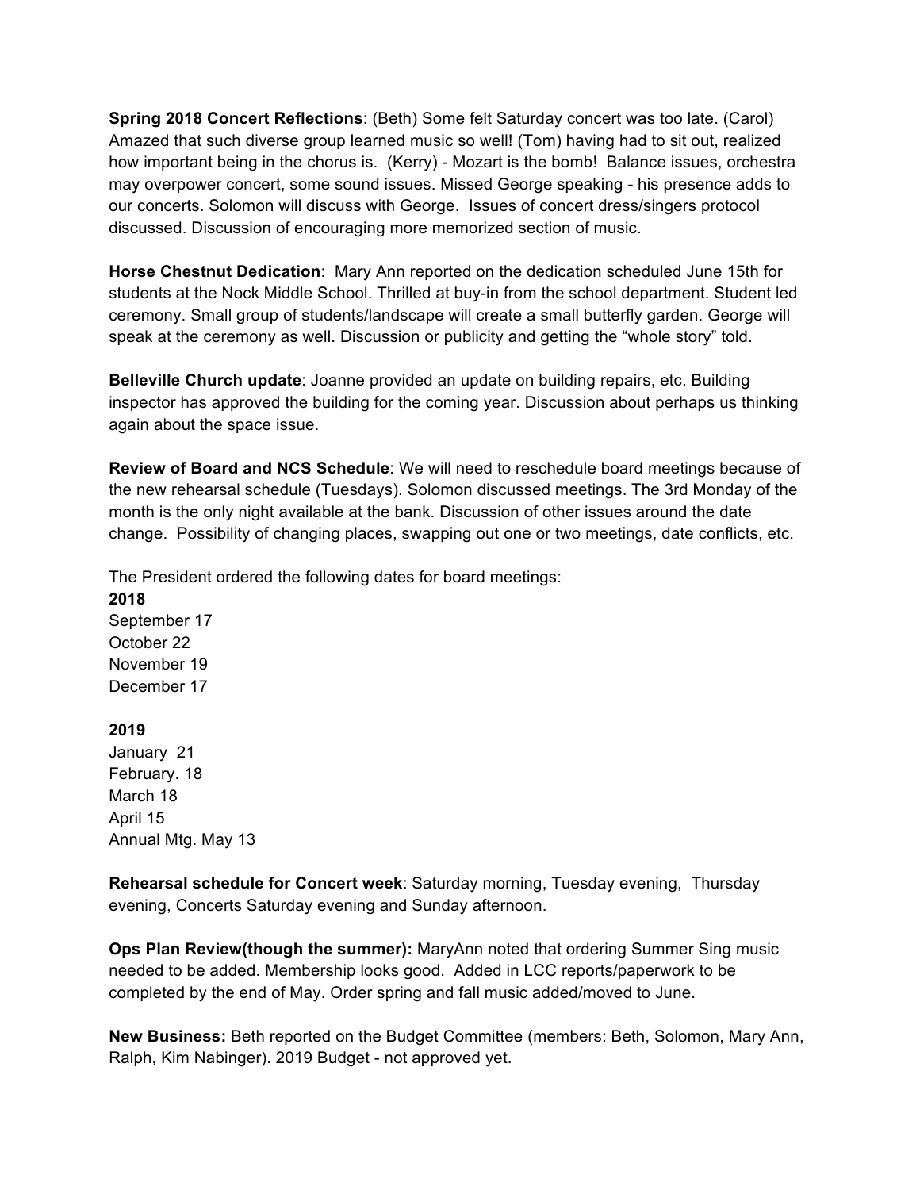**Spring 2018 Concert Reflections**: (Beth) Some felt Saturday concert was too late. (Carol) Amazed that such diverse group learned music so well! (Tom) having had to sit out, realized how important being in the chorus is. (Kerry) - Mozart is the bomb! Balance issues, orchestra may overpower concert, some sound issues. Missed George speaking - his presence adds to our concerts. Solomon will discuss with George. Issues of concert dress/singers protocol discussed. Discussion of encouraging more memorized section of music.

**Horse Chestnut Dedication**: Mary Ann reported on the dedication scheduled June 15th for students at the Nock Middle School. Thrilled at buy-in from the school department. Student led ceremony. Small group of students/landscape will create a small butterfly garden. George will speak at the ceremony as well. Discussion or publicity and getting the "whole story" told.

**Belleville Church update**: Joanne provided an update on building repairs, etc. Building inspector has approved the building for the coming year. Discussion about perhaps us thinking again about the space issue.

**Review of Board and NCS Schedule**: We will need to reschedule board meetings because of the new rehearsal schedule (Tuesdays). Solomon discussed meetings. The 3rd Monday of the month is the only night available at the bank. Discussion of other issues around the date change. Possibility of changing places, swapping out one or two meetings, date conflicts, etc.

The President ordered the following dates for board meetings:

**2018**
September 17
October 22
November 19
December 17

**2019**
January 21
February. 18
March 18
April 15
Annual Mtg. May 13

**Rehearsal schedule for Concert week**: Saturday morning, Tuesday evening, Thursday evening, Concerts Saturday evening and Sunday afternoon.

**Ops Plan Review(though the summer):** MaryAnn noted that ordering Summer Sing music needed to be added. Membership looks good. Added in LCC reports/paperwork to be completed by the end of May. Order spring and fall music added/moved to June.

**New Business:** Beth reported on the Budget Committee (members: Beth, Solomon, Mary Ann, Ralph, Kim Nabinger). 2019 Budget - not approved yet.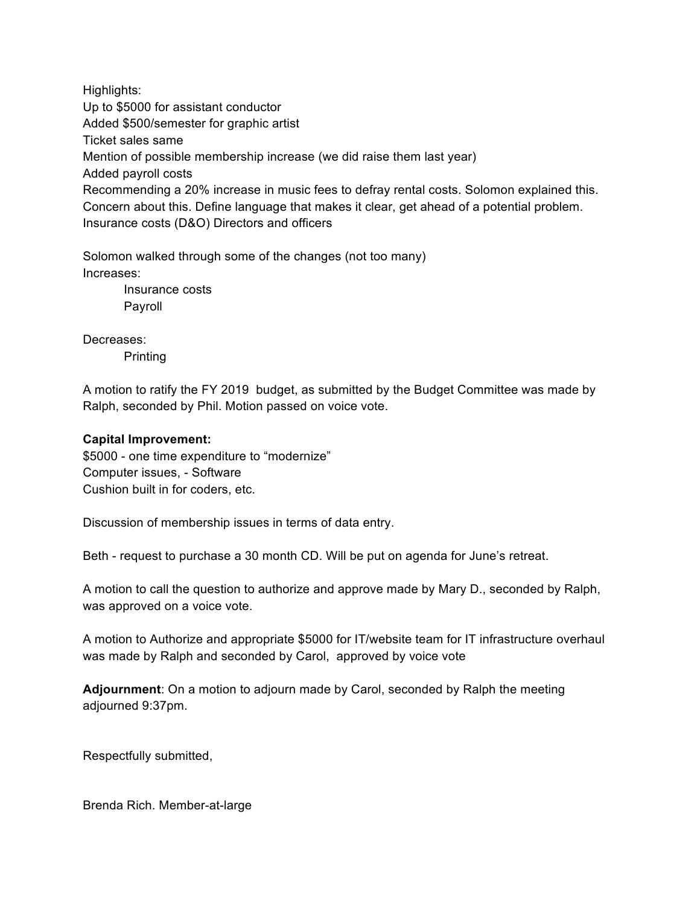Highlights:
Up to $5000 for assistant conductor
Added $500/semester for graphic artist
Ticket sales same
Mention of possible membership increase (we did raise them last year)
Added payroll costs
Recommending a 20% increase in music fees to defray rental costs. Solomon explained this.
Concern about this. Define language that makes it clear, get ahead of a potential problem.
Insurance costs (D&O) Directors and officers

Solomon walked through some of the changes (not too many)
Increases:

- Insurance costs
- Payroll

Decreases:

- Printing

A motion to ratify the FY 2019 budget, as submitted by the Budget Committee was made by Ralph, seconded by Phil. Motion passed on voice vote.

**Capital Improvement:**
$5000 - one time expenditure to "modernize"
Computer issues, - Software
Cushion built in for coders, etc.

Discussion of membership issues in terms of data entry.

Beth - request to purchase a 30 month CD. Will be put on agenda for June's retreat.

A motion to call the question to authorize and approve made by Mary D., seconded by Ralph, was approved on a voice vote.

A motion to Authorize and appropriate $5000 for IT/website team for IT infrastructure overhaul was made by Ralph and seconded by Carol, approved by voice vote

**Adjournment**: On a motion to adjourn made by Carol, seconded by Ralph the meeting adjourned 9:37pm.

Respectfully submitted,

Brenda Rich. Member-at-large